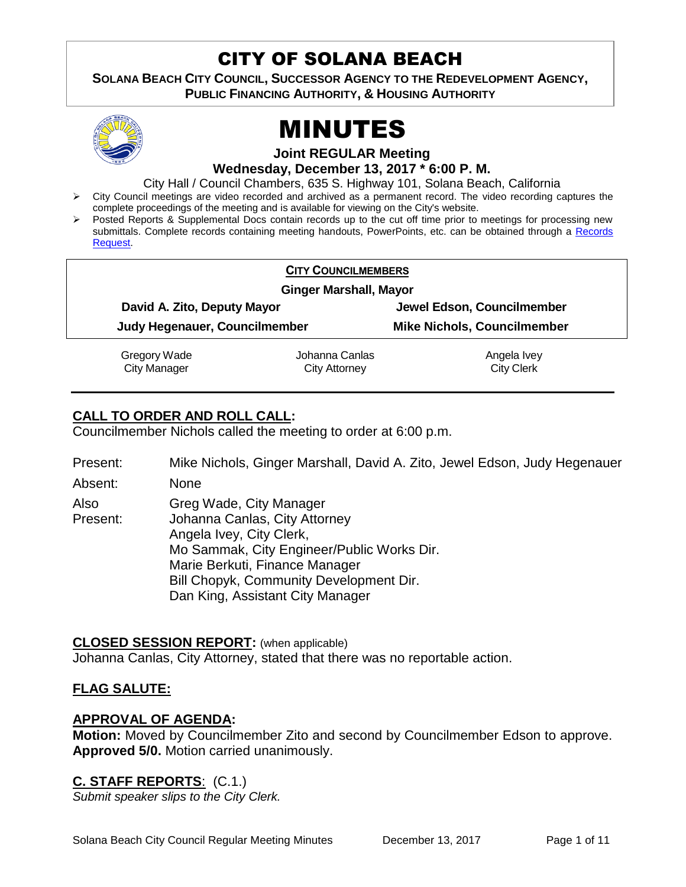# CITY OF SOLANA BEACH

**SOLANA BEACH CITY COUNCIL, SUCCESSOR AGENCY TO THE REDEVELOPMENT AGENCY, PUBLIC FINANCING AUTHORITY, & HOUSING AUTHORITY**

# MINUTES

**Joint REGULAR Meeting**

**Wednesday, December 13, 2017 * 6:00 P. M.**

City Hall / Council Chambers, 635 S. Highway 101, Solana Beach, California

- City Council meetings are video recorded and archived as a permanent record. The video recording captures the complete proceedings of the meeting and is available for viewing on the City's website.
- Posted Reports & Supplemental Docs contain records up to the cut off time prior to meetings for processing new submittals. Complete records containing meeting handouts, PowerPoints, etc. can be obtained through a Records Request.

**CITY COUNCILMEMBERS**

**Ginger Marshall, Mayor**

**David A. Zito, Deputy Mayor** — **Jewel Edson, Councilmember**

**Judy Hegenauer, Councilmember** — **Mike Nichols, Councilmember**

| Gregory Wade | Johanna Canlas | Angela Ivey |
|---|---|---|
| City Manager | City Attorney | City Clerk |

## CALL TO ORDER AND ROLL CALL:

Councilmember Nichols called the meeting to order at 6:00 p.m.

Present: Mike Nichols, Ginger Marshall, David A. Zito, Jewel Edson, Judy Hegenauer

Absent: None

Also Present: Greg Wade, City Manager
Johanna Canlas, City Attorney
Angela Ivey, City Clerk,
Mo Sammak, City Engineer/Public Works Dir.
Marie Berkuti, Finance Manager
Bill Chopyk, Community Development Dir.
Dan King, Assistant City Manager

## CLOSED SESSION REPORT: (when applicable)

Johanna Canlas, City Attorney, stated that there was no reportable action.

## FLAG SALUTE:

## APPROVAL OF AGENDA:

**Motion:** Moved by Councilmember Zito and second by Councilmember Edson to approve. **Approved 5/0.** Motion carried unanimously.

## C. STAFF REPORTS: (C.1.)

*Submit speaker slips to the City Clerk.*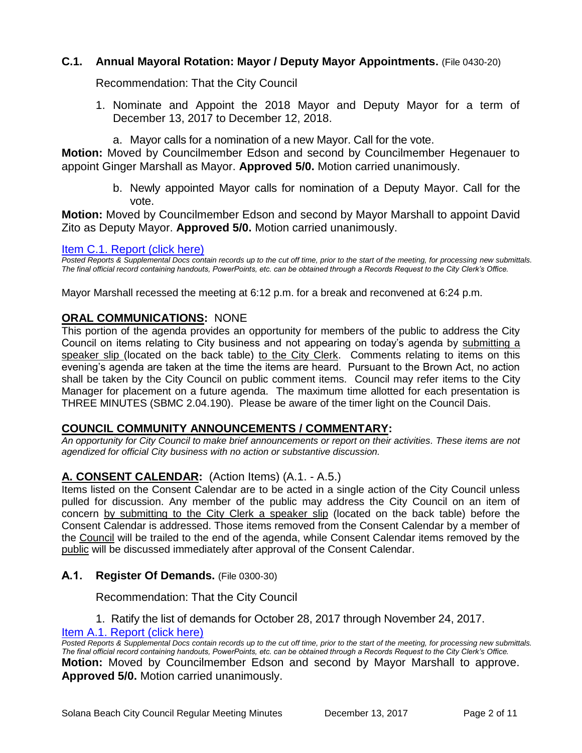### C.1. Annual Mayoral Rotation: Mayor / Deputy Mayor Appointments. (File 0430-20)

Recommendation: That the City Council

1. Nominate and Appoint the 2018 Mayor and Deputy Mayor for a term of December 13, 2017 to December 12, 2018.

   a. Mayor calls for a nomination of a new Mayor. Call for the vote.

**Motion:** Moved by Councilmember Edson and second by Councilmember Hegenauer to appoint Ginger Marshall as Mayor. **Approved 5/0.** Motion carried unanimously.

   b. Newly appointed Mayor calls for nomination of a Deputy Mayor. Call for the vote.

**Motion:** Moved by Councilmember Edson and second by Mayor Marshall to appoint David Zito as Deputy Mayor. **Approved 5/0.** Motion carried unanimously.

Item C.1. Report (click here)

*Posted Reports & Supplemental Docs contain records up to the cut off time, prior to the start of the meeting, for processing new submittals. The final official record containing handouts, PowerPoints, etc. can be obtained through a Records Request to the City Clerk's Office.*

Mayor Marshall recessed the meeting at 6:12 p.m. for a break and reconvened at 6:24 p.m.

## ORAL COMMUNICATIONS: NONE

This portion of the agenda provides an opportunity for members of the public to address the City Council on items relating to City business and not appearing on today's agenda by submitting a speaker slip (located on the back table) to the City Clerk. Comments relating to items on this evening's agenda are taken at the time the items are heard. Pursuant to the Brown Act, no action shall be taken by the City Council on public comment items. Council may refer items to the City Manager for placement on a future agenda. The maximum time allotted for each presentation is THREE MINUTES (SBMC 2.04.190). Please be aware of the timer light on the Council Dais.

## COUNCIL COMMUNITY ANNOUNCEMENTS / COMMENTARY:

*An opportunity for City Council to make brief announcements or report on their activities. These items are not agendized for official City business with no action or substantive discussion.*

## A. CONSENT CALENDAR: (Action Items) (A.1. - A.5.)

Items listed on the Consent Calendar are to be acted in a single action of the City Council unless pulled for discussion. Any member of the public may address the City Council on an item of concern by submitting to the City Clerk a speaker slip (located on the back table) before the Consent Calendar is addressed. Those items removed from the Consent Calendar by a member of the Council will be trailed to the end of the agenda, while Consent Calendar items removed by the public will be discussed immediately after approval of the Consent Calendar.

### A.1. Register Of Demands. (File 0300-30)

Recommendation: That the City Council

1. Ratify the list of demands for October 28, 2017 through November 24, 2017.

Item A.1. Report (click here)

*Posted Reports & Supplemental Docs contain records up to the cut off time, prior to the start of the meeting, for processing new submittals. The final official record containing handouts, PowerPoints, etc. can be obtained through a Records Request to the City Clerk's Office.*

**Motion:** Moved by Councilmember Edson and second by Mayor Marshall to approve. **Approved 5/0.** Motion carried unanimously.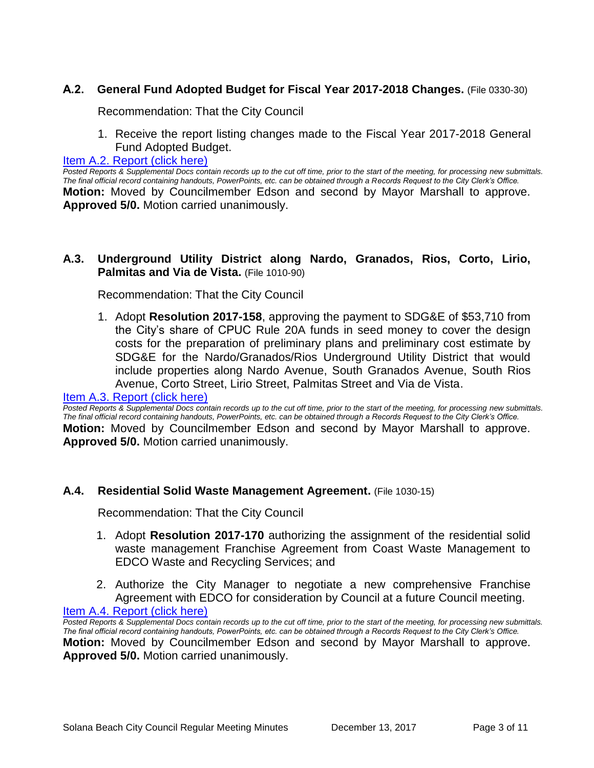### A.2. General Fund Adopted Budget for Fiscal Year 2017-2018 Changes. (File 0330-30)

Recommendation: That the City Council

1. Receive the report listing changes made to the Fiscal Year 2017-2018 General Fund Adopted Budget.

Item A.2. Report (click here)

*Posted Reports & Supplemental Docs contain records up to the cut off time, prior to the start of the meeting, for processing new submittals. The final official record containing handouts, PowerPoints, etc. can be obtained through a Records Request to the City Clerk's Office.*

**Motion:** Moved by Councilmember Edson and second by Mayor Marshall to approve. **Approved 5/0.** Motion carried unanimously.

### A.3. Underground Utility District along Nardo, Granados, Rios, Corto, Lirio, Palmitas and Via de Vista. (File 1010-90)

Recommendation: That the City Council

1. Adopt **Resolution 2017-158**, approving the payment to SDG&E of $53,710 from the City's share of CPUC Rule 20A funds in seed money to cover the design costs for the preparation of preliminary plans and preliminary cost estimate by SDG&E for the Nardo/Granados/Rios Underground Utility District that would include properties along Nardo Avenue, South Granados Avenue, South Rios Avenue, Corto Street, Lirio Street, Palmitas Street and Via de Vista.

Item A.3. Report (click here)

*Posted Reports & Supplemental Docs contain records up to the cut off time, prior to the start of the meeting, for processing new submittals. The final official record containing handouts, PowerPoints, etc. can be obtained through a Records Request to the City Clerk's Office.*

**Motion:** Moved by Councilmember Edson and second by Mayor Marshall to approve. **Approved 5/0.** Motion carried unanimously.

### A.4. Residential Solid Waste Management Agreement. (File 1030-15)

Recommendation: That the City Council

1. Adopt **Resolution 2017-170** authorizing the assignment of the residential solid waste management Franchise Agreement from Coast Waste Management to EDCO Waste and Recycling Services; and
2. Authorize the City Manager to negotiate a new comprehensive Franchise Agreement with EDCO for consideration by Council at a future Council meeting.

Item A.4. Report (click here)

*Posted Reports & Supplemental Docs contain records up to the cut off time, prior to the start of the meeting, for processing new submittals. The final official record containing handouts, PowerPoints, etc. can be obtained through a Records Request to the City Clerk's Office.*

**Motion:** Moved by Councilmember Edson and second by Mayor Marshall to approve. **Approved 5/0.** Motion carried unanimously.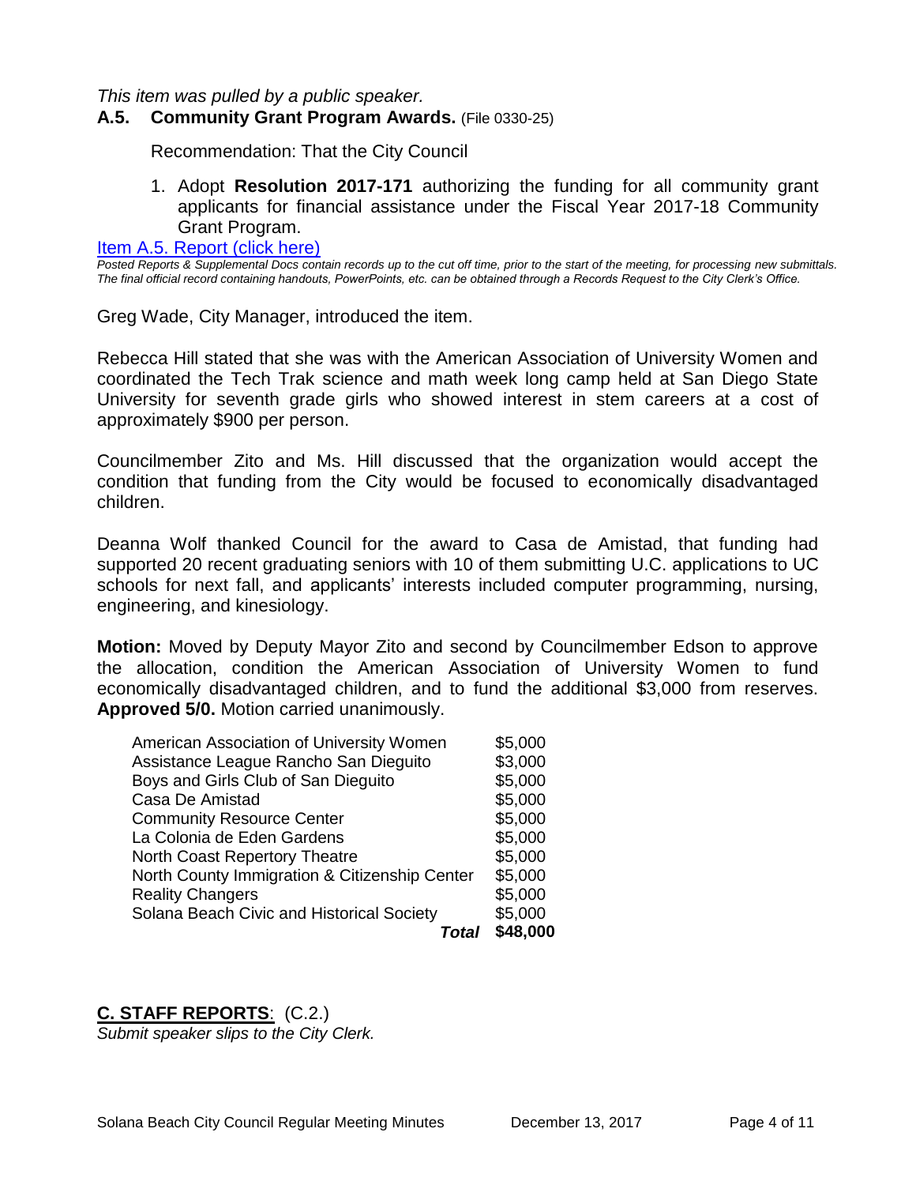*This item was pulled by a public speaker.*

### A.5. Community Grant Program Awards. (File 0330-25)

Recommendation: That the City Council

1. Adopt **Resolution 2017-171** authorizing the funding for all community grant applicants for financial assistance under the Fiscal Year 2017-18 Community Grant Program.

[Item A.5. Report (click here)]

*Posted Reports & Supplemental Docs contain records up to the cut off time, prior to the start of the meeting, for processing new submittals. The final official record containing handouts, PowerPoints, etc. can be obtained through a Records Request to the City Clerk's Office.*

Greg Wade, City Manager, introduced the item.

Rebecca Hill stated that she was with the American Association of University Women and coordinated the Tech Trak science and math week long camp held at San Diego State University for seventh grade girls who showed interest in stem careers at a cost of approximately $900 per person.

Councilmember Zito and Ms. Hill discussed that the organization would accept the condition that funding from the City would be focused to economically disadvantaged children.

Deanna Wolf thanked Council for the award to Casa de Amistad, that funding had supported 20 recent graduating seniors with 10 of them submitting U.C. applications to UC schools for next fall, and applicants' interests included computer programming, nursing, engineering, and kinesiology.

**Motion:** Moved by Deputy Mayor Zito and second by Councilmember Edson to approve the allocation, condition the American Association of University Women to fund economically disadvantaged children, and to fund the additional $3,000 from reserves. **Approved 5/0.** Motion carried unanimously.

| Organization | Amount |
|---|---|
| American Association of University Women | $5,000 |
| Assistance League Rancho San Dieguito | $3,000 |
| Boys and Girls Club of San Dieguito | $5,000 |
| Casa De Amistad | $5,000 |
| Community Resource Center | $5,000 |
| La Colonia de Eden Gardens | $5,000 |
| North Coast Repertory Theatre | $5,000 |
| North County Immigration & Citizenship Center | $5,000 |
| Reality Changers | $5,000 |
| Solana Beach Civic and Historical Society | $5,000 |
| ***Total*** | **$48,000** |

## C. STAFF REPORTS: (C.2.)

*Submit speaker slips to the City Clerk.*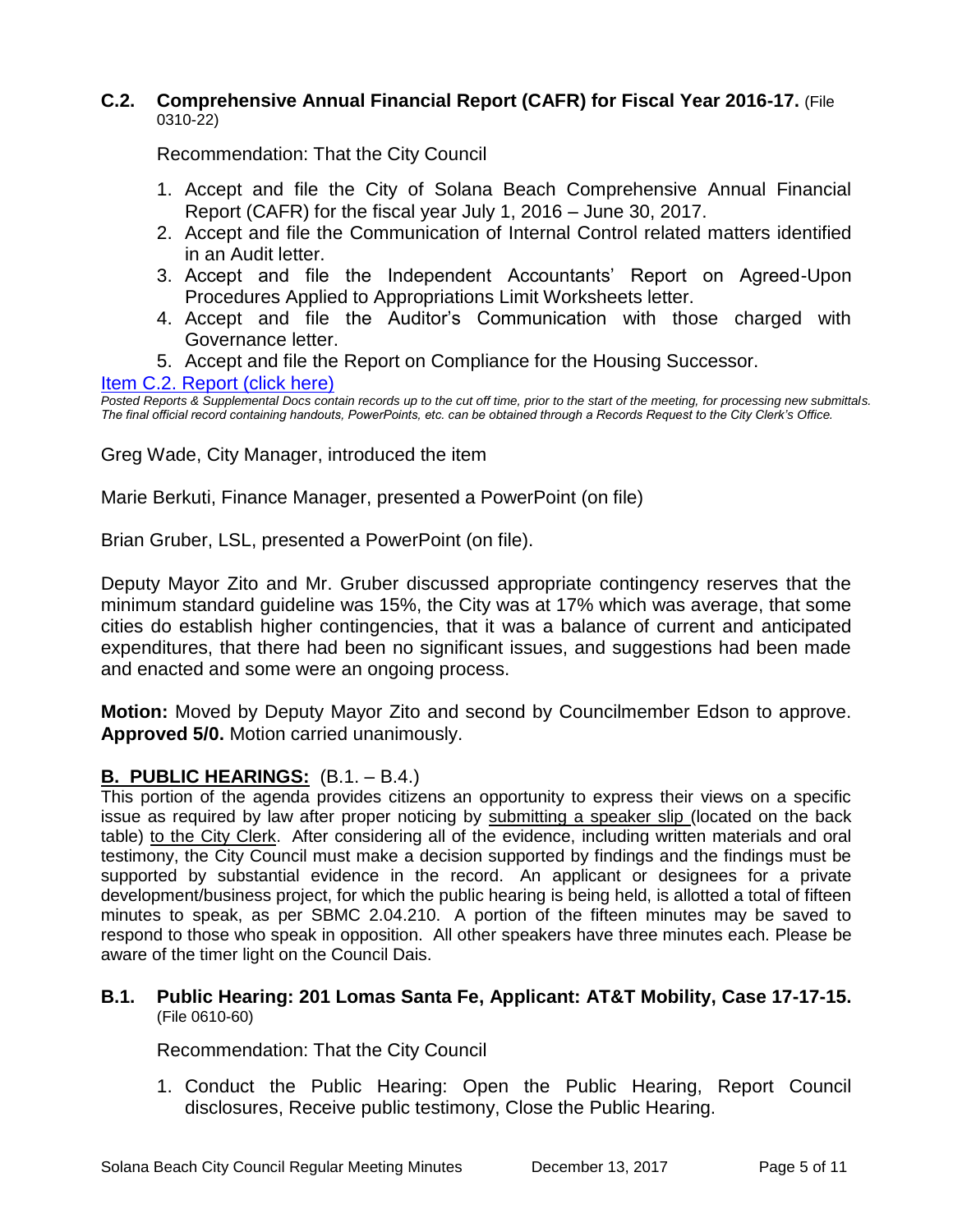### C.2. Comprehensive Annual Financial Report (CAFR) for Fiscal Year 2016-17. (File 0310-22)

Recommendation: That the City Council

1. Accept and file the City of Solana Beach Comprehensive Annual Financial Report (CAFR) for the fiscal year July 1, 2016 – June 30, 2017.
2. Accept and file the Communication of Internal Control related matters identified in an Audit letter.
3. Accept and file the Independent Accountants' Report on Agreed-Upon Procedures Applied to Appropriations Limit Worksheets letter.
4. Accept and file the Auditor's Communication with those charged with Governance letter.
5. Accept and file the Report on Compliance for the Housing Successor.

[Item C.2. Report (click here)](#)

*Posted Reports & Supplemental Docs contain records up to the cut off time, prior to the start of the meeting, for processing new submittals. The final official record containing handouts, PowerPoints, etc. can be obtained through a Records Request to the City Clerk's Office.*

Greg Wade, City Manager, introduced the item

Marie Berkuti, Finance Manager, presented a PowerPoint (on file)

Brian Gruber, LSL, presented a PowerPoint (on file).

Deputy Mayor Zito and Mr. Gruber discussed appropriate contingency reserves that the minimum standard guideline was 15%, the City was at 17% which was average, that some cities do establish higher contingencies, that it was a balance of current and anticipated expenditures, that there had been no significant issues, and suggestions had been made and enacted and some were an ongoing process.

**Motion:** Moved by Deputy Mayor Zito and second by Councilmember Edson to approve. **Approved 5/0.** Motion carried unanimously.

## B. PUBLIC HEARINGS: (B.1. – B.4.)

This portion of the agenda provides citizens an opportunity to express their views on a specific issue as required by law after proper noticing by submitting a speaker slip (located on the back table) to the City Clerk. After considering all of the evidence, including written materials and oral testimony, the City Council must make a decision supported by findings and the findings must be supported by substantial evidence in the record. An applicant or designees for a private development/business project, for which the public hearing is being held, is allotted a total of fifteen minutes to speak, as per SBMC 2.04.210. A portion of the fifteen minutes may be saved to respond to those who speak in opposition. All other speakers have three minutes each. Please be aware of the timer light on the Council Dais.

### B.1. Public Hearing: 201 Lomas Santa Fe, Applicant: AT&T Mobility, Case 17-17-15. (File 0610-60)

Recommendation: That the City Council

1. Conduct the Public Hearing: Open the Public Hearing, Report Council disclosures, Receive public testimony, Close the Public Hearing.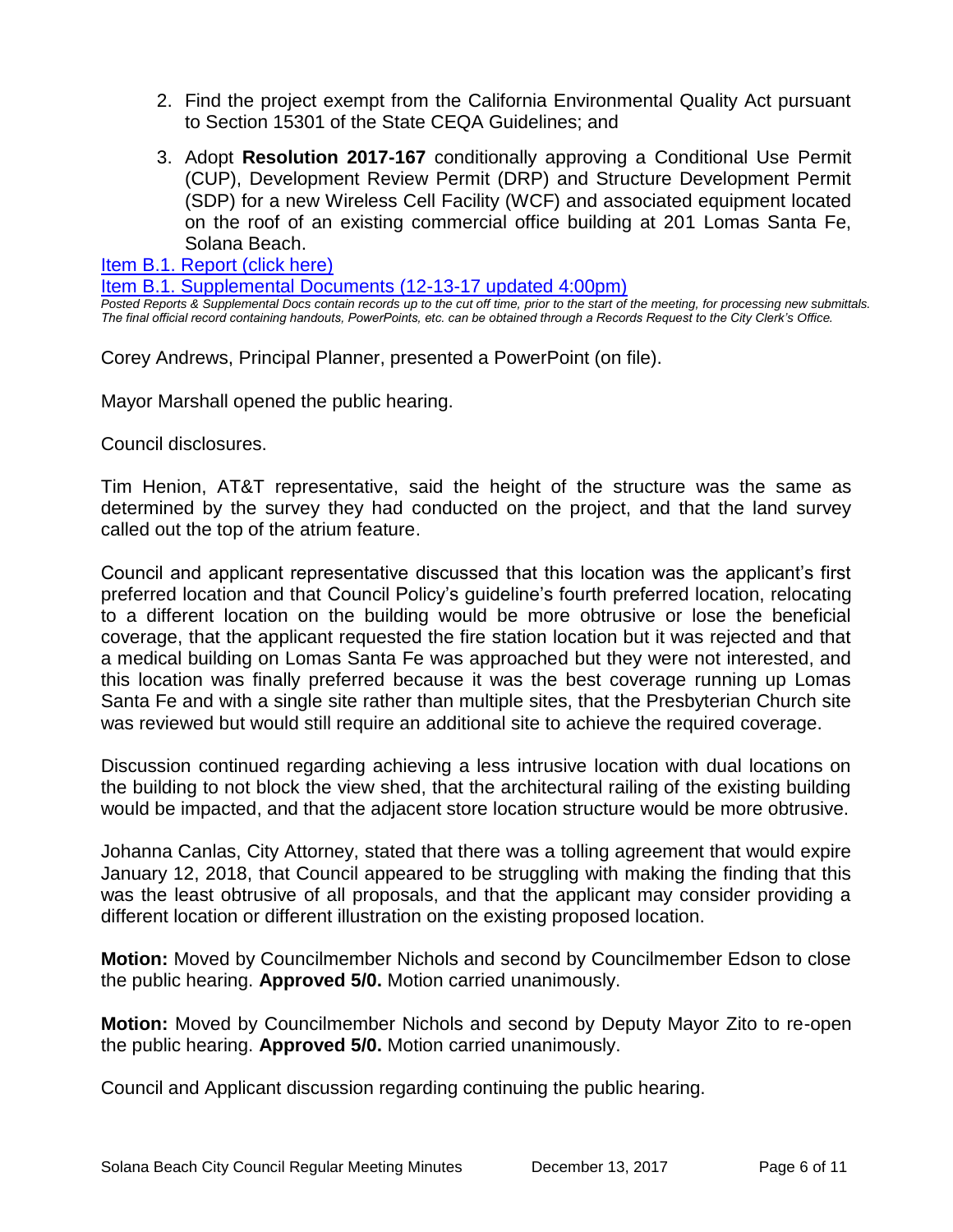2. Find the project exempt from the California Environmental Quality Act pursuant to Section 15301 of the State CEQA Guidelines; and

3. Adopt **Resolution 2017-167** conditionally approving a Conditional Use Permit (CUP), Development Review Permit (DRP) and Structure Development Permit (SDP) for a new Wireless Cell Facility (WCF) and associated equipment located on the roof of an existing commercial office building at 201 Lomas Santa Fe, Solana Beach.

Item B.1. Report (click here)

Item B.1. Supplemental Documents (12-13-17 updated 4:00pm)

*Posted Reports & Supplemental Docs contain records up to the cut off time, prior to the start of the meeting, for processing new submittals. The final official record containing handouts, PowerPoints, etc. can be obtained through a Records Request to the City Clerk's Office.*

Corey Andrews, Principal Planner, presented a PowerPoint (on file).

Mayor Marshall opened the public hearing.

Council disclosures.

Tim Henion, AT&T representative, said the height of the structure was the same as determined by the survey they had conducted on the project, and that the land survey called out the top of the atrium feature.

Council and applicant representative discussed that this location was the applicant's first preferred location and that Council Policy's guideline's fourth preferred location, relocating to a different location on the building would be more obtrusive or lose the beneficial coverage, that the applicant requested the fire station location but it was rejected and that a medical building on Lomas Santa Fe was approached but they were not interested, and this location was finally preferred because it was the best coverage running up Lomas Santa Fe and with a single site rather than multiple sites, that the Presbyterian Church site was reviewed but would still require an additional site to achieve the required coverage.

Discussion continued regarding achieving a less intrusive location with dual locations on the building to not block the view shed, that the architectural railing of the existing building would be impacted, and that the adjacent store location structure would be more obtrusive.

Johanna Canlas, City Attorney, stated that there was a tolling agreement that would expire January 12, 2018, that Council appeared to be struggling with making the finding that this was the least obtrusive of all proposals, and that the applicant may consider providing a different location or different illustration on the existing proposed location.

**Motion:** Moved by Councilmember Nichols and second by Councilmember Edson to close the public hearing. **Approved 5/0.** Motion carried unanimously.

**Motion:** Moved by Councilmember Nichols and second by Deputy Mayor Zito to re-open the public hearing. **Approved 5/0.** Motion carried unanimously.

Council and Applicant discussion regarding continuing the public hearing.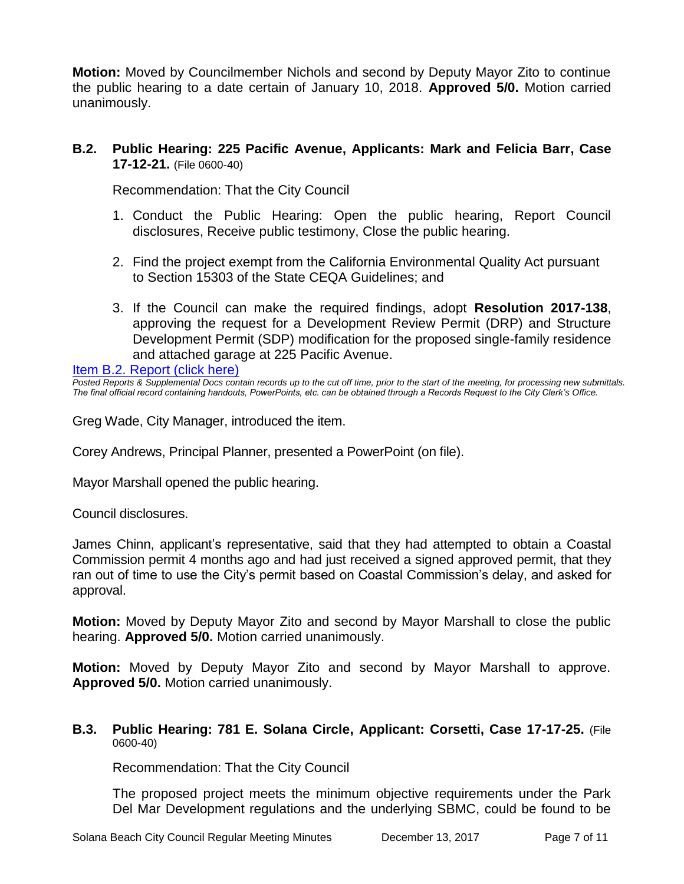**Motion:** Moved by Councilmember Nichols and second by Deputy Mayor Zito to continue the public hearing to a date certain of January 10, 2018. **Approved 5/0.** Motion carried unanimously.

### B.2. Public Hearing: 225 Pacific Avenue, Applicants: Mark and Felicia Barr, Case 17-12-21. (File 0600-40)

Recommendation: That the City Council

1. Conduct the Public Hearing: Open the public hearing, Report Council disclosures, Receive public testimony, Close the public hearing.
2. Find the project exempt from the California Environmental Quality Act pursuant to Section 15303 of the State CEQA Guidelines; and
3. If the Council can make the required findings, adopt **Resolution 2017-138**, approving the request for a Development Review Permit (DRP) and Structure Development Permit (SDP) modification for the proposed single-family residence and attached garage at 225 Pacific Avenue.

Item B.2. Report (click here)

*Posted Reports & Supplemental Docs contain records up to the cut off time, prior to the start of the meeting, for processing new submittals. The final official record containing handouts, PowerPoints, etc. can be obtained through a Records Request to the City Clerk's Office.*

Greg Wade, City Manager, introduced the item.

Corey Andrews, Principal Planner, presented a PowerPoint (on file).

Mayor Marshall opened the public hearing.

Council disclosures.

James Chinn, applicant's representative, said that they had attempted to obtain a Coastal Commission permit 4 months ago and had just received a signed approved permit, that they ran out of time to use the City's permit based on Coastal Commission's delay, and asked for approval.

**Motion:** Moved by Deputy Mayor Zito and second by Mayor Marshall to close the public hearing. **Approved 5/0.** Motion carried unanimously.

**Motion:** Moved by Deputy Mayor Zito and second by Mayor Marshall to approve. **Approved 5/0.** Motion carried unanimously.

### B.3. Public Hearing: 781 E. Solana Circle, Applicant: Corsetti, Case 17-17-25. (File 0600-40)

Recommendation: That the City Council

The proposed project meets the minimum objective requirements under the Park Del Mar Development regulations and the underlying SBMC, could be found to be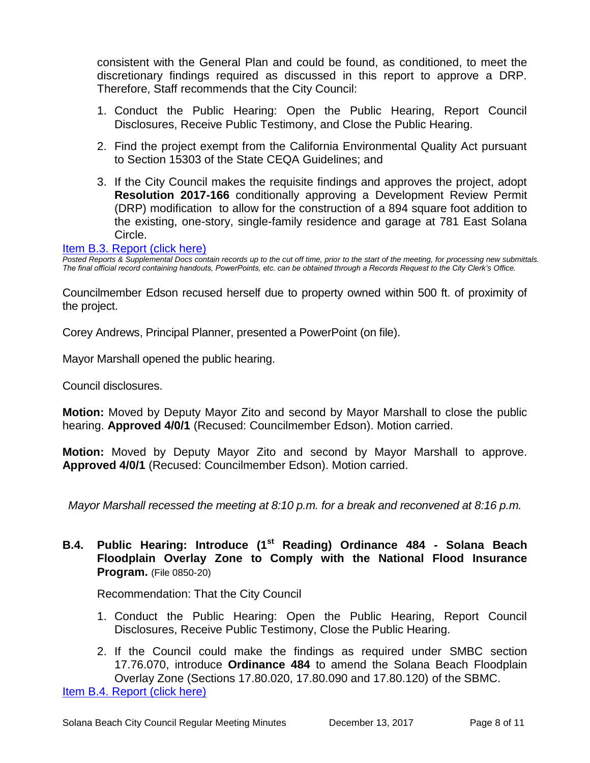consistent with the General Plan and could be found, as conditioned, to meet the discretionary findings required as discussed in this report to approve a DRP. Therefore, Staff recommends that the City Council:

1. Conduct the Public Hearing: Open the Public Hearing, Report Council Disclosures, Receive Public Testimony, and Close the Public Hearing.
2. Find the project exempt from the California Environmental Quality Act pursuant to Section 15303 of the State CEQA Guidelines; and
3. If the City Council makes the requisite findings and approves the project, adopt **Resolution 2017-166** conditionally approving a Development Review Permit (DRP) modification to allow for the construction of a 894 square foot addition to the existing, one-story, single-family residence and garage at 781 East Solana Circle.

Item B.3. Report (click here)

*Posted Reports & Supplemental Docs contain records up to the cut off time, prior to the start of the meeting, for processing new submittals. The final official record containing handouts, PowerPoints, etc. can be obtained through a Records Request to the City Clerk's Office.*

Councilmember Edson recused herself due to property owned within 500 ft. of proximity of the project.

Corey Andrews, Principal Planner, presented a PowerPoint (on file).

Mayor Marshall opened the public hearing.

Council disclosures.

**Motion:** Moved by Deputy Mayor Zito and second by Mayor Marshall to close the public hearing. **Approved 4/0/1** (Recused: Councilmember Edson). Motion carried.

**Motion:** Moved by Deputy Mayor Zito and second by Mayor Marshall to approve. **Approved 4/0/1** (Recused: Councilmember Edson). Motion carried.

*Mayor Marshall recessed the meeting at 8:10 p.m. for a break and reconvened at 8:16 p.m.*

**B.4. Public Hearing: Introduce (1st Reading) Ordinance 484 - Solana Beach Floodplain Overlay Zone to Comply with the National Flood Insurance Program.** (File 0850-20)

Recommendation: That the City Council

1. Conduct the Public Hearing: Open the Public Hearing, Report Council Disclosures, Receive Public Testimony, Close the Public Hearing.
2. If the Council could make the findings as required under SMBC section 17.76.070, introduce **Ordinance 484** to amend the Solana Beach Floodplain Overlay Zone (Sections 17.80.020, 17.80.090 and 17.80.120) of the SBMC.

Item B.4. Report (click here)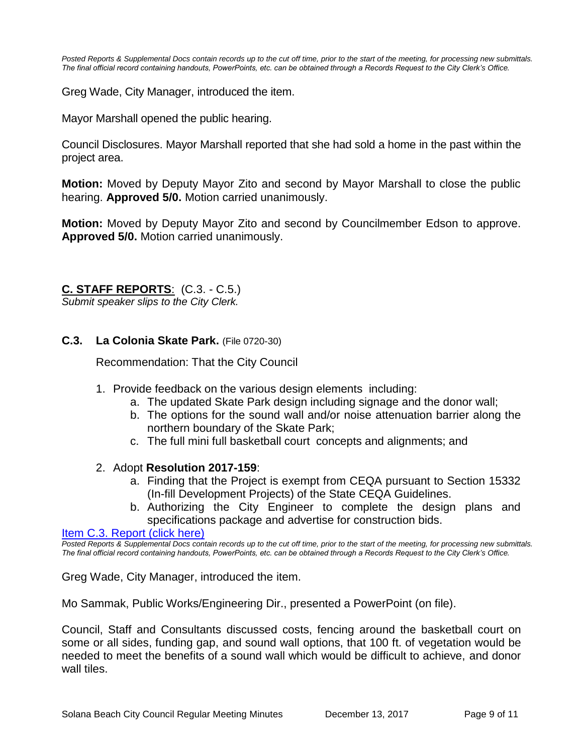*Posted Reports & Supplemental Docs contain records up to the cut off time, prior to the start of the meeting, for processing new submittals. The final official record containing handouts, PowerPoints, etc. can be obtained through a Records Request to the City Clerk's Office.*

Greg Wade, City Manager, introduced the item.

Mayor Marshall opened the public hearing.

Council Disclosures. Mayor Marshall reported that she had sold a home in the past within the project area.

**Motion:** Moved by Deputy Mayor Zito and second by Mayor Marshall to close the public hearing. **Approved 5/0.** Motion carried unanimously.

**Motion:** Moved by Deputy Mayor Zito and second by Councilmember Edson to approve. **Approved 5/0.** Motion carried unanimously.

## C. STAFF REPORTS: (C.3. - C.5.)

*Submit speaker slips to the City Clerk.*

### C.3. La Colonia Skate Park. (File 0720-30)

Recommendation: That the City Council

1. Provide feedback on the various design elements including:
   a. The updated Skate Park design including signage and the donor wall;
   b. The options for the sound wall and/or noise attenuation barrier along the northern boundary of the Skate Park;
   c. The full mini full basketball court concepts and alignments; and
2. Adopt **Resolution 2017-159**:
   a. Finding that the Project is exempt from CEQA pursuant to Section 15332 (In-fill Development Projects) of the State CEQA Guidelines.
   b. Authorizing the City Engineer to complete the design plans and specifications package and advertise for construction bids.

Item C.3. Report (click here)

*Posted Reports & Supplemental Docs contain records up to the cut off time, prior to the start of the meeting, for processing new submittals. The final official record containing handouts, PowerPoints, etc. can be obtained through a Records Request to the City Clerk's Office.*

Greg Wade, City Manager, introduced the item.

Mo Sammak, Public Works/Engineering Dir., presented a PowerPoint (on file).

Council, Staff and Consultants discussed costs, fencing around the basketball court on some or all sides, funding gap, and sound wall options, that 100 ft. of vegetation would be needed to meet the benefits of a sound wall which would be difficult to achieve, and donor wall tiles.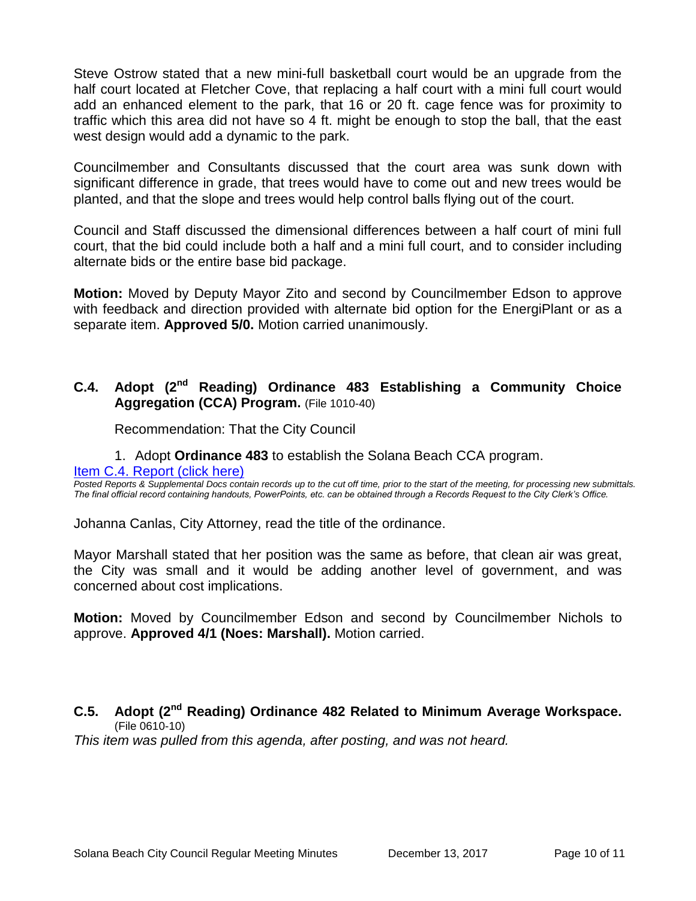Steve Ostrow stated that a new mini-full basketball court would be an upgrade from the half court located at Fletcher Cove, that replacing a half court with a mini full court would add an enhanced element to the park, that 16 or 20 ft. cage fence was for proximity to traffic which this area did not have so 4 ft. might be enough to stop the ball, that the east west design would add a dynamic to the park.

Councilmember and Consultants discussed that the court area was sunk down with significant difference in grade, that trees would have to come out and new trees would be planted, and that the slope and trees would help control balls flying out of the court.

Council and Staff discussed the dimensional differences between a half court of mini full court, that the bid could include both a half and a mini full court, and to consider including alternate bids or the entire base bid package.

**Motion:** Moved by Deputy Mayor Zito and second by Councilmember Edson to approve with feedback and direction provided with alternate bid option for the EnergiPlant or as a separate item. **Approved 5/0.** Motion carried unanimously.

### C.4. Adopt (2nd Reading) Ordinance 483 Establishing a Community Choice Aggregation (CCA) Program. (File 1010-40)

Recommendation: That the City Council

1. Adopt **Ordinance 483** to establish the Solana Beach CCA program.

[Item C.4. Report (click here)]

*Posted Reports & Supplemental Docs contain records up to the cut off time, prior to the start of the meeting, for processing new submittals. The final official record containing handouts, PowerPoints, etc. can be obtained through a Records Request to the City Clerk's Office.*

Johanna Canlas, City Attorney, read the title of the ordinance.

Mayor Marshall stated that her position was the same as before, that clean air was great, the City was small and it would be adding another level of government, and was concerned about cost implications.

**Motion:** Moved by Councilmember Edson and second by Councilmember Nichols to approve. **Approved 4/1 (Noes: Marshall).** Motion carried.

### C.5. Adopt (2nd Reading) Ordinance 482 Related to Minimum Average Workspace. (File 0610-10)

*This item was pulled from this agenda, after posting, and was not heard.*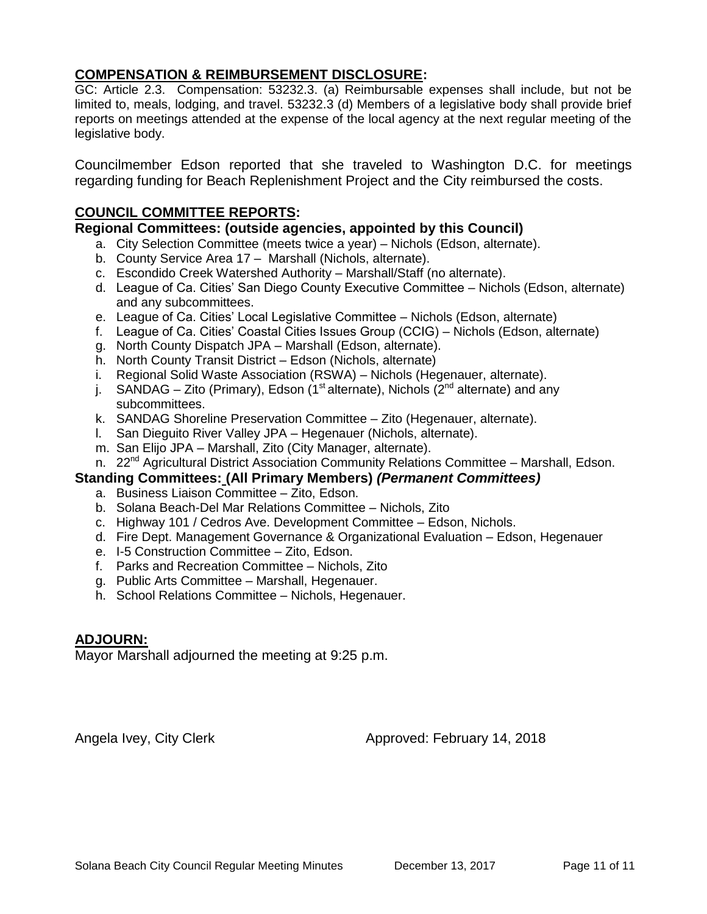## **COMPENSATION & REIMBURSEMENT DISCLOSURE:**

GC: Article 2.3. Compensation: 53232.3. (a) Reimbursable expenses shall include, but not be limited to, meals, lodging, and travel. 53232.3 (d) Members of a legislative body shall provide brief reports on meetings attended at the expense of the local agency at the next regular meeting of the legislative body.

Councilmember Edson reported that she traveled to Washington D.C. for meetings regarding funding for Beach Replenishment Project and the City reimbursed the costs.

## **COUNCIL COMMITTEE REPORTS:**

### **Regional Committees: (outside agencies, appointed by this Council)**

a. City Selection Committee (meets twice a year) – Nichols (Edson, alternate).
b. County Service Area 17 – Marshall (Nichols, alternate).
c. Escondido Creek Watershed Authority – Marshall/Staff (no alternate).
d. League of Ca. Cities' San Diego County Executive Committee – Nichols (Edson, alternate) and any subcommittees.
e. League of Ca. Cities' Local Legislative Committee – Nichols (Edson, alternate)
f. League of Ca. Cities' Coastal Cities Issues Group (CCIG) – Nichols (Edson, alternate)
g. North County Dispatch JPA – Marshall (Edson, alternate).
h. North County Transit District – Edson (Nichols, alternate)
i. Regional Solid Waste Association (RSWA) – Nichols (Hegenauer, alternate).
j. SANDAG – Zito (Primary), Edson (1st alternate), Nichols (2nd alternate) and any subcommittees.
k. SANDAG Shoreline Preservation Committee – Zito (Hegenauer, alternate).
l. San Dieguito River Valley JPA – Hegenauer (Nichols, alternate).
m. San Elijo JPA – Marshall, Zito (City Manager, alternate).
n. 22nd Agricultural District Association Community Relations Committee – Marshall, Edson.

### **Standing Committees: (All Primary Members)** ***(Permanent Committees)***

a. Business Liaison Committee – Zito, Edson.
b. Solana Beach-Del Mar Relations Committee – Nichols, Zito
c. Highway 101 / Cedros Ave. Development Committee – Edson, Nichols.
d. Fire Dept. Management Governance & Organizational Evaluation – Edson, Hegenauer
e. I-5 Construction Committee – Zito, Edson.
f. Parks and Recreation Committee – Nichols, Zito
g. Public Arts Committee – Marshall, Hegenauer.
h. School Relations Committee – Nichols, Hegenauer.

## **ADJOURN:**

Mayor Marshall adjourned the meeting at 9:25 p.m.

Angela Ivey, City Clerk

Approved: February 14, 2018